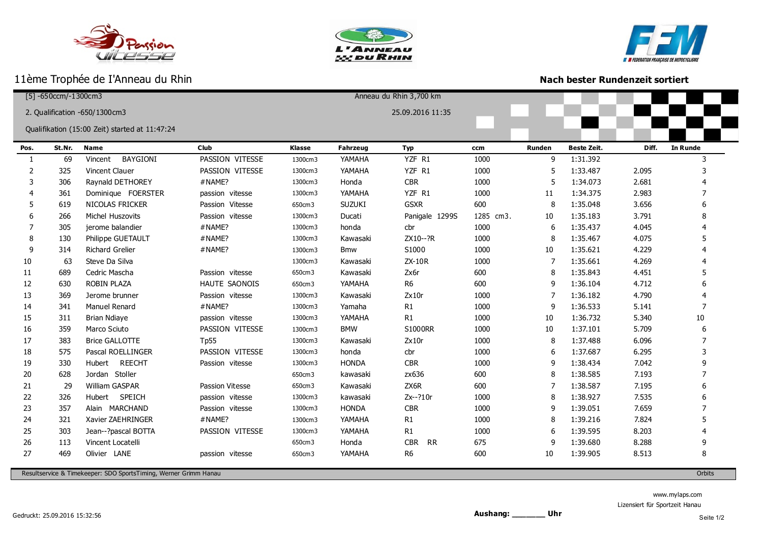# 11ème Trophée de I'Anneau du Rhin

**Nach bester Rundenzeit sortiert**

[5] -650ccm/-1300cm3

2. Qualification -650/1300cm3

Qualifikation (15:00 Zeit) started at 11:47:24

Anneau du Rhin 3,700 km

25.09.2016 11:35

| Pos. | St.Nr. | Name | Club | Klasse | Fahrzeug | Typ | ccm | Runden | Beste Zeit. | Diff. | In Runde |
|---|---|---|---|---|---|---|---|---|---|---|---|
| 1 | 69 | Vincent BAYGIONI | PASSION VITESSE | 1300cm3 | YAMAHA | YZF R1 | 1000 | 9 | 1:31.392 | | 3 |
| 2 | 325 | Vincent Clauer | PASSION VITESSE | 1300cm3 | YAMAHA | YZF R1 | 1000 | 5 | 1:33.487 | 2.095 | 3 |
| 3 | 306 | Raynald DETHOREY | #NAME? | 1300cm3 | Honda | CBR | 1000 | 5 | 1:34.073 | 2.681 | 4 |
| 4 | 361 | Dominique FOERSTER | passion vitesse | 1300cm3 | YAMAHA | YZF R1 | 1000 | 11 | 1:34.375 | 2.983 | 7 |
| 5 | 619 | NICOLAS FRICKER | Passion Vitesse | 650cm3 | SUZUKI | GSXR | 600 | 8 | 1:35.048 | 3.656 | 6 |
| 6 | 266 | Michel Huszovits | Passion vitesse | 1300cm3 | Ducati | Panigale 1299S | 1285 cm3. | 10 | 1:35.183 | 3.791 | 8 |
| 7 | 305 | jerome balandier | #NAME? | 1300cm3 | honda | cbr | 1000 | 6 | 1:35.437 | 4.045 | 4 |
| 8 | 130 | Philippe GUETAULT | #NAME? | 1300cm3 | Kawasaki | ZX10--?R | 1000 | 8 | 1:35.467 | 4.075 | 5 |
| 9 | 314 | Richard Grelier | #NAME? | 1300cm3 | Bmw | S1000 | 1000 | 10 | 1:35.621 | 4.229 | 4 |
| 10 | 63 | Steve Da Silva | | 1300cm3 | Kawasaki | ZX-10R | 1000 | 7 | 1:35.661 | 4.269 | 4 |
| 11 | 689 | Cedric Mascha | Passion vitesse | 650cm3 | Kawasaki | Zx6r | 600 | 8 | 1:35.843 | 4.451 | 5 |
| 12 | 630 | ROBIN PLAZA | HAUTE SAONOIS | 650cm3 | YAMAHA | R6 | 600 | 9 | 1:36.104 | 4.712 | 6 |
| 13 | 369 | Jerome brunner | Passion vitesse | 1300cm3 | Kawasaki | Zx10r | 1000 | 7 | 1:36.182 | 4.790 | 4 |
| 14 | 341 | Manuel Renard | #NAME? | 1300cm3 | Yamaha | R1 | 1000 | 9 | 1:36.533 | 5.141 | 7 |
| 15 | 311 | Brian Ndiaye | passion vitesse | 1300cm3 | YAMAHA | R1 | 1000 | 10 | 1:36.732 | 5.340 | 10 |
| 16 | 359 | Marco Sciuto | PASSION VITESSE | 1300cm3 | BMW | S1000RR | 1000 | 10 | 1:37.101 | 5.709 | 6 |
| 17 | 383 | Brice GALLOTTE | Tp55 | 1300cm3 | Kawasaki | Zx10r | 1000 | 8 | 1:37.488 | 6.096 | 7 |
| 18 | 575 | Pascal ROELLINGER | PASSION VITESSE | 1300cm3 | honda | cbr | 1000 | 6 | 1:37.687 | 6.295 | 3 |
| 19 | 330 | Hubert REECHT | Passion vitesse | 1300cm3 | HONDA | CBR | 1000 | 9 | 1:38.434 | 7.042 | 9 |
| 20 | 628 | Jordan Stoller | | 650cm3 | kawasaki | zx636 | 600 | 8 | 1:38.585 | 7.193 | 7 |
| 21 | 29 | William GASPAR | Passion Vitesse | 650cm3 | Kawasaki | ZX6R | 600 | 7 | 1:38.587 | 7.195 | 6 |
| 22 | 326 | Hubert SPEICH | passion vitesse | 1300cm3 | kawasaki | Zx--?10r | 1000 | 8 | 1:38.927 | 7.535 | 6 |
| 23 | 357 | Alain MARCHAND | Passion vitesse | 1300cm3 | HONDA | CBR | 1000 | 9 | 1:39.051 | 7.659 | 7 |
| 24 | 321 | Xavier ZAEHRINGER | #NAME? | 1300cm3 | YAMAHA | R1 | 1000 | 8 | 1:39.216 | 7.824 | 5 |
| 25 | 303 | Jean--?pascal BOTTA | PASSION VITESSE | 1300cm3 | YAMAHA | R1 | 1000 | 6 | 1:39.595 | 8.203 | 4 |
| 26 | 113 | Vincent Locatelli | | 650cm3 | Honda | CBR RR | 675 | 9 | 1:39.680 | 8.288 | 9 |
| 27 | 469 | Olivier LANE | passion vitesse | 650cm3 | YAMAHA | R6 | 600 | 10 | 1:39.905 | 8.513 | 8 |

Resultservice & Timekeeper: SDO SportsTiming, Werner Grimm Hanau — Orbits

Gedruckt: 25.09.2016 15:32:56

**Aushang: _______ Uhr**

www.mylaps.com

Lizensiert für Sportzeit Hanau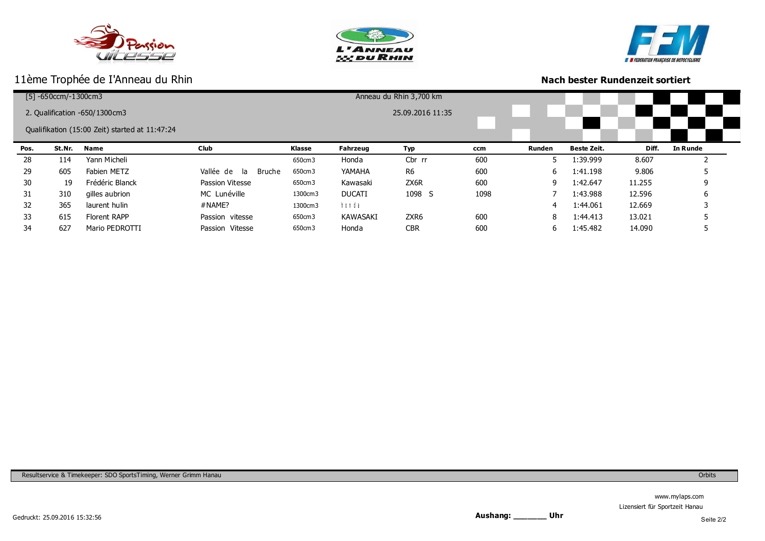# 11ème Trophée de I'Anneau du Rhin

**Nach bester Rundenzeit sortiert**

[5] -650ccm/-1300cm3

2. Qualification -650/1300cm3

Qualifikation (15:00 Zeit) started at 11:47:24

Anneau du Rhin 3,700 km

25.09.2016 11:35

| Pos. | St.Nr. | Name | Club | Klasse | Fahrzeug | Typ | ccm | Runden | Beste Zeit. | Diff. | In Runde |
|---|---|---|---|---|---|---|---|---|---|---|---|
| 28 | 114 | Yann Micheli | | 650cm3 | Honda | Cbr rr | 600 | 5 | 1:39.999 | 8.607 | 2 |
| 29 | 605 | Fabien METZ | Vallée de la Bruche | 650cm3 | YAMAHA | R6 | 600 | 6 | 1:41.198 | 9.806 | 5 |
| 30 | 19 | Frédéric Blanck | Passion Vitesse | 650cm3 | Kawasaki | ZX6R | 600 | 9 | 1:42.647 | 11.255 | 9 |
| 31 | 310 | gilles aubrion | MC Lunéville | 1300cm3 | DUCATI | 1098 S | 1098 | 7 | 1:43.988 | 12.596 | 6 |
| 32 | 365 | laurent hulin | #NAME? | 1300cm3 | honda | | | 4 | 1:44.061 | 12.669 | 3 |
| 33 | 615 | Florent RAPP | Passion vitesse | 650cm3 | KAWASAKI | ZXR6 | 600 | 8 | 1:44.413 | 13.021 | 5 |
| 34 | 627 | Mario PEDROTTI | Passion Vitesse | 650cm3 | Honda | CBR | 600 | 6 | 1:45.482 | 14.090 | 5 |

Resultservice & Timekeeper: SDO SportsTiming, Werner Grimm Hanau

Orbits

www.mylaps.com

Lizensiert für Sportzeit Hanau

Gedruckt: 25.09.2016 15:32:56

**Aushang: _______ Uhr**